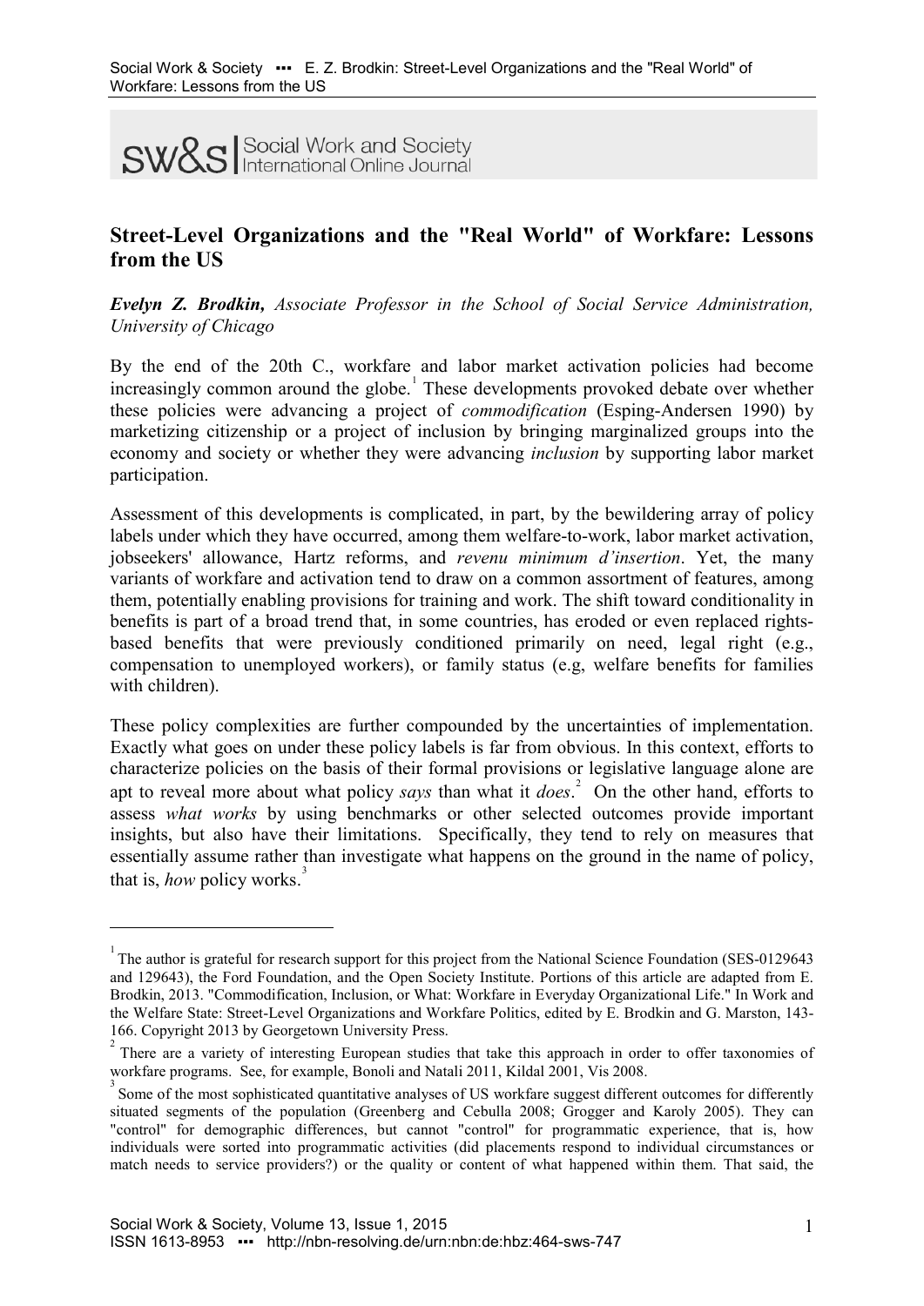sw&s | Social Work and Society International Online Journal

# Street-Level Organizations and the "Real World" of Workfare: Lessons from the US

***Evelyn Z. Brodkin,*** *Associate Professor in the School of Social Service Administration, University of Chicago*

By the end of the 20th C., workfare and labor market activation policies had become increasingly common around the globe.[1] These developments provoked debate over whether these policies were advancing a project of *commodification* (Esping-Andersen 1990) by marketizing citizenship or a project of inclusion by bringing marginalized groups into the economy and society or whether they were advancing *inclusion* by supporting labor market participation.

Assessment of this developments is complicated, in part, by the bewildering array of policy labels under which they have occurred, among them welfare-to-work, labor market activation, jobseekers' allowance, Hartz reforms, and *revenu minimum d'insertion*. Yet, the many variants of workfare and activation tend to draw on a common assortment of features, among them, potentially enabling provisions for training and work. The shift toward conditionality in benefits is part of a broad trend that, in some countries, has eroded or even replaced rights-based benefits that were previously conditioned primarily on need, legal right (e.g., compensation to unemployed workers), or family status (e.g, welfare benefits for families with children).

These policy complexities are further compounded by the uncertainties of implementation. Exactly what goes on under these policy labels is far from obvious. In this context, efforts to characterize policies on the basis of their formal provisions or legislative language alone are apt to reveal more about what policy *says* than what it *does*.[2] On the other hand, efforts to assess *what works* by using benchmarks or other selected outcomes provide important insights, but also have their limitations. Specifically, they tend to rely on measures that essentially assume rather than investigate what happens on the ground in the name of policy, that is, *how* policy works.[3]

---

[1] The author is grateful for research support for this project from the National Science Foundation (SES-0129643 and 129643), the Ford Foundation, and the Open Society Institute. Portions of this article are adapted from E. Brodkin, 2013. "Commodification, Inclusion, or What: Workfare in Everyday Organizational Life." In Work and the Welfare State: Street-Level Organizations and Workfare Politics, edited by E. Brodkin and G. Marston, 143-166. Copyright 2013 by Georgetown University Press.

[2] There are a variety of interesting European studies that take this approach in order to offer taxonomies of workfare programs. See, for example, Bonoli and Natali 2011, Kildal 2001, Vis 2008.

[3] Some of the most sophisticated quantitative analyses of US workfare suggest different outcomes for differently situated segments of the population (Greenberg and Cebulla 2008; Grogger and Karoly 2005). They can "control" for demographic differences, but cannot "control" for programmatic experience, that is, how individuals were sorted into programmatic activities (did placements respond to individual circumstances or match needs to service providers?) or the quality or content of what happened within them. That said, the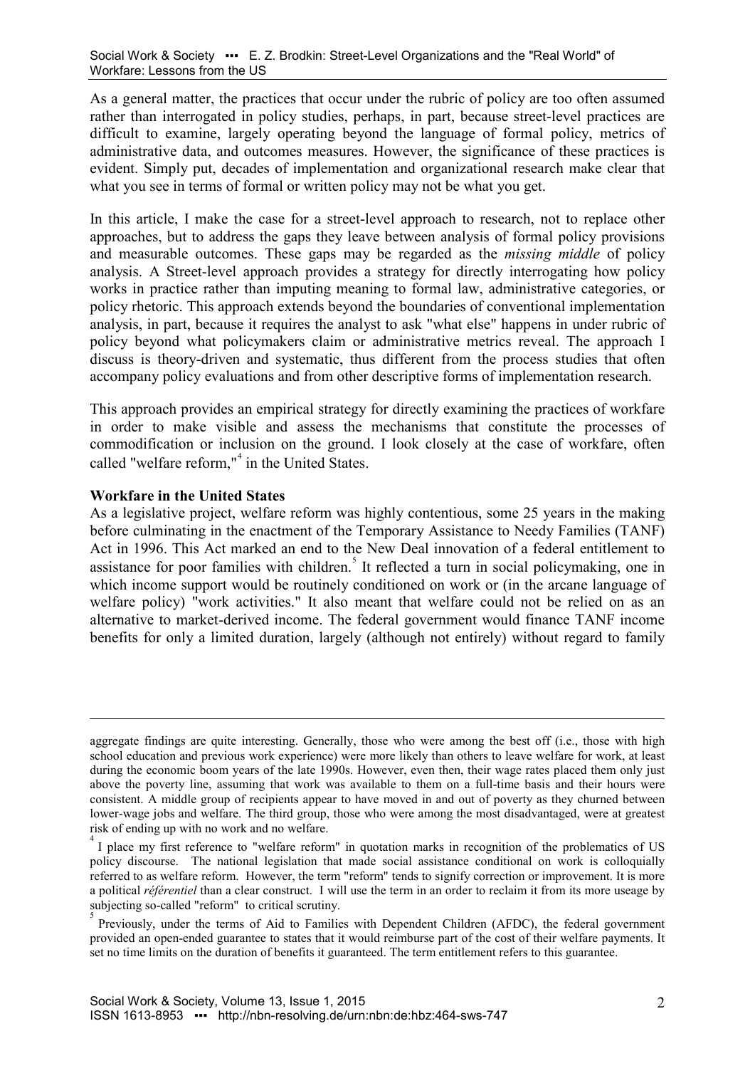As a general matter, the practices that occur under the rubric of policy are too often assumed rather than interrogated in policy studies, perhaps, in part, because street-level practices are difficult to examine, largely operating beyond the language of formal policy, metrics of administrative data, and outcomes measures. However, the significance of these practices is evident. Simply put, decades of implementation and organizational research make clear that what you see in terms of formal or written policy may not be what you get.

In this article, I make the case for a street-level approach to research, not to replace other approaches, but to address the gaps they leave between analysis of formal policy provisions and measurable outcomes. These gaps may be regarded as the *missing middle* of policy analysis. A Street-level approach provides a strategy for directly interrogating how policy works in practice rather than imputing meaning to formal law, administrative categories, or policy rhetoric. This approach extends beyond the boundaries of conventional implementation analysis, in part, because it requires the analyst to ask "what else" happens in under rubric of policy beyond what policymakers claim or administrative metrics reveal. The approach I discuss is theory-driven and systematic, thus different from the process studies that often accompany policy evaluations and from other descriptive forms of implementation research.

This approach provides an empirical strategy for directly examining the practices of workfare in order to make visible and assess the mechanisms that constitute the processes of commodification or inclusion on the ground. I look closely at the case of workfare, often called "welfare reform,"[4] in the United States.

**Workfare in the United States**

As a legislative project, welfare reform was highly contentious, some 25 years in the making before culminating in the enactment of the Temporary Assistance to Needy Families (TANF) Act in 1996. This Act marked an end to the New Deal innovation of a federal entitlement to assistance for poor families with children.[5] It reflected a turn in social policymaking, one in which income support would be routinely conditioned on work or (in the arcane language of welfare policy) "work activities." It also meant that welfare could not be relied on as an alternative to market-derived income. The federal government would finance TANF income benefits for only a limited duration, largely (although not entirely) without regard to family

---

aggregate findings are quite interesting. Generally, those who were among the best off (i.e., those with high school education and previous work experience) were more likely than others to leave welfare for work, at least during the economic boom years of the late 1990s. However, even then, their wage rates placed them only just above the poverty line, assuming that work was available to them on a full-time basis and their hours were consistent. A middle group of recipients appear to have moved in and out of poverty as they churned between lower-wage jobs and welfare. The third group, those who were among the most disadvantaged, were at greatest risk of ending up with no work and no welfare.

[4] I place my first reference to "welfare reform" in quotation marks in recognition of the problematics of US policy discourse. The national legislation that made social assistance conditional on work is colloquially referred to as welfare reform. However, the term "reform" tends to signify correction or improvement. It is more a political *référentiel* than a clear construct. I will use the term in an order to reclaim it from its more useage by subjecting so-called "reform" to critical scrutiny.

[5] Previously, under the terms of Aid to Families with Dependent Children (AFDC), the federal government provided an open-ended guarantee to states that it would reimburse part of the cost of their welfare payments. It set no time limits on the duration of benefits it guaranteed. The term entitlement refers to this guarantee.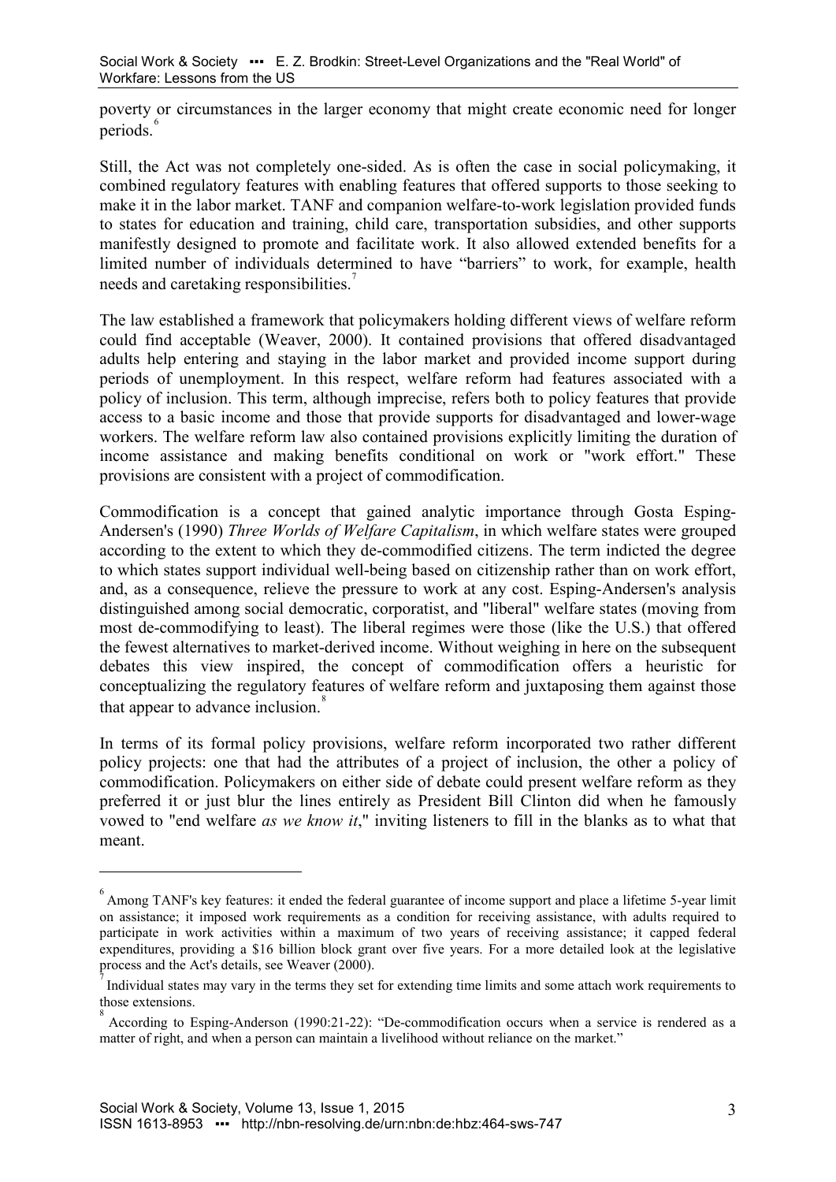poverty or circumstances in the larger economy that might create economic need for longer periods.[6]

Still, the Act was not completely one-sided. As is often the case in social policymaking, it combined regulatory features with enabling features that offered supports to those seeking to make it in the labor market. TANF and companion welfare-to-work legislation provided funds to states for education and training, child care, transportation subsidies, and other supports manifestly designed to promote and facilitate work. It also allowed extended benefits for a limited number of individuals determined to have "barriers" to work, for example, health needs and caretaking responsibilities.[7]

The law established a framework that policymakers holding different views of welfare reform could find acceptable (Weaver, 2000). It contained provisions that offered disadvantaged adults help entering and staying in the labor market and provided income support during periods of unemployment. In this respect, welfare reform had features associated with a policy of inclusion. This term, although imprecise, refers both to policy features that provide access to a basic income and those that provide supports for disadvantaged and lower-wage workers. The welfare reform law also contained provisions explicitly limiting the duration of income assistance and making benefits conditional on work or "work effort." These provisions are consistent with a project of commodification.

Commodification is a concept that gained analytic importance through Gosta Esping-Andersen's (1990) *Three Worlds of Welfare Capitalism*, in which welfare states were grouped according to the extent to which they de-commodified citizens. The term indicted the degree to which states support individual well-being based on citizenship rather than on work effort, and, as a consequence, relieve the pressure to work at any cost. Esping-Andersen's analysis distinguished among social democratic, corporatist, and "liberal" welfare states (moving from most de-commodifying to least). The liberal regimes were those (like the U.S.) that offered the fewest alternatives to market-derived income. Without weighing in here on the subsequent debates this view inspired, the concept of commodification offers a heuristic for conceptualizing the regulatory features of welfare reform and juxtaposing them against those that appear to advance inclusion.[8]

In terms of its formal policy provisions, welfare reform incorporated two rather different policy projects: one that had the attributes of a project of inclusion, the other a policy of commodification. Policymakers on either side of debate could present welfare reform as they preferred it or just blur the lines entirely as President Bill Clinton did when he famously vowed to "end welfare *as we know it*," inviting listeners to fill in the blanks as to what that meant.

---

[6] Among TANF's key features: it ended the federal guarantee of income support and place a lifetime 5-year limit on assistance; it imposed work requirements as a condition for receiving assistance, with adults required to participate in work activities within a maximum of two years of receiving assistance; it capped federal expenditures, providing a $16 billion block grant over five years. For a more detailed look at the legislative process and the Act's details, see Weaver (2000).

[7] Individual states may vary in the terms they set for extending time limits and some attach work requirements to those extensions.

[8] According to Esping-Anderson (1990:21-22): "De-commodification occurs when a service is rendered as a matter of right, and when a person can maintain a livelihood without reliance on the market."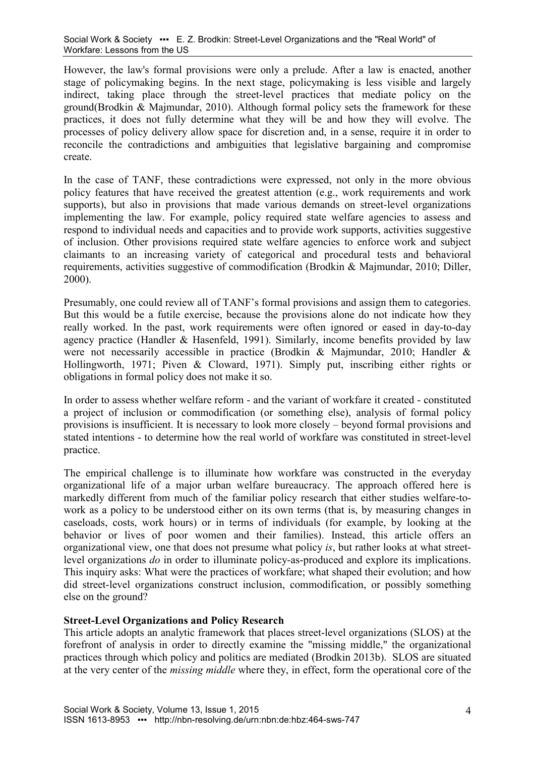However, the law's formal provisions were only a prelude. After a law is enacted, another stage of policymaking begins. In the next stage, policymaking is less visible and largely indirect, taking place through the street-level practices that mediate policy on the ground(Brodkin & Majmundar, 2010). Although formal policy sets the framework for these practices, it does not fully determine what they will be and how they will evolve. The processes of policy delivery allow space for discretion and, in a sense, require it in order to reconcile the contradictions and ambiguities that legislative bargaining and compromise create.

In the case of TANF, these contradictions were expressed, not only in the more obvious policy features that have received the greatest attention (e.g., work requirements and work supports), but also in provisions that made various demands on street-level organizations implementing the law. For example, policy required state welfare agencies to assess and respond to individual needs and capacities and to provide work supports, activities suggestive of inclusion. Other provisions required state welfare agencies to enforce work and subject claimants to an increasing variety of categorical and procedural tests and behavioral requirements, activities suggestive of commodification (Brodkin & Majmundar, 2010; Diller, 2000).

Presumably, one could review all of TANF's formal provisions and assign them to categories. But this would be a futile exercise, because the provisions alone do not indicate how they really worked. In the past, work requirements were often ignored or eased in day-to-day agency practice (Handler & Hasenfeld, 1991). Similarly, income benefits provided by law were not necessarily accessible in practice (Brodkin & Majmundar, 2010; Handler & Hollingworth, 1971; Piven & Cloward, 1971). Simply put, inscribing either rights or obligations in formal policy does not make it so.

In order to assess whether welfare reform - and the variant of workfare it created - constituted a project of inclusion or commodification (or something else), analysis of formal policy provisions is insufficient. It is necessary to look more closely – beyond formal provisions and stated intentions - to determine how the real world of workfare was constituted in street-level practice.

The empirical challenge is to illuminate how workfare was constructed in the everyday organizational life of a major urban welfare bureaucracy. The approach offered here is markedly different from much of the familiar policy research that either studies welfare-to-work as a policy to be understood either on its own terms (that is, by measuring changes in caseloads, costs, work hours) or in terms of individuals (for example, by looking at the behavior or lives of poor women and their families). Instead, this article offers an organizational view, one that does not presume what policy *is*, but rather looks at what street-level organizations *do* in order to illuminate policy-as-produced and explore its implications. This inquiry asks: What were the practices of workfare; what shaped their evolution; and how did street-level organizations construct inclusion, commodification, or possibly something else on the ground?

## Street-Level Organizations and Policy Research

This article adopts an analytic framework that places street-level organizations (SLOS) at the forefront of analysis in order to directly examine the "missing middle," the organizational practices through which policy and politics are mediated (Brodkin 2013b). SLOS are situated at the very center of the *missing middle* where they, in effect, form the operational core of the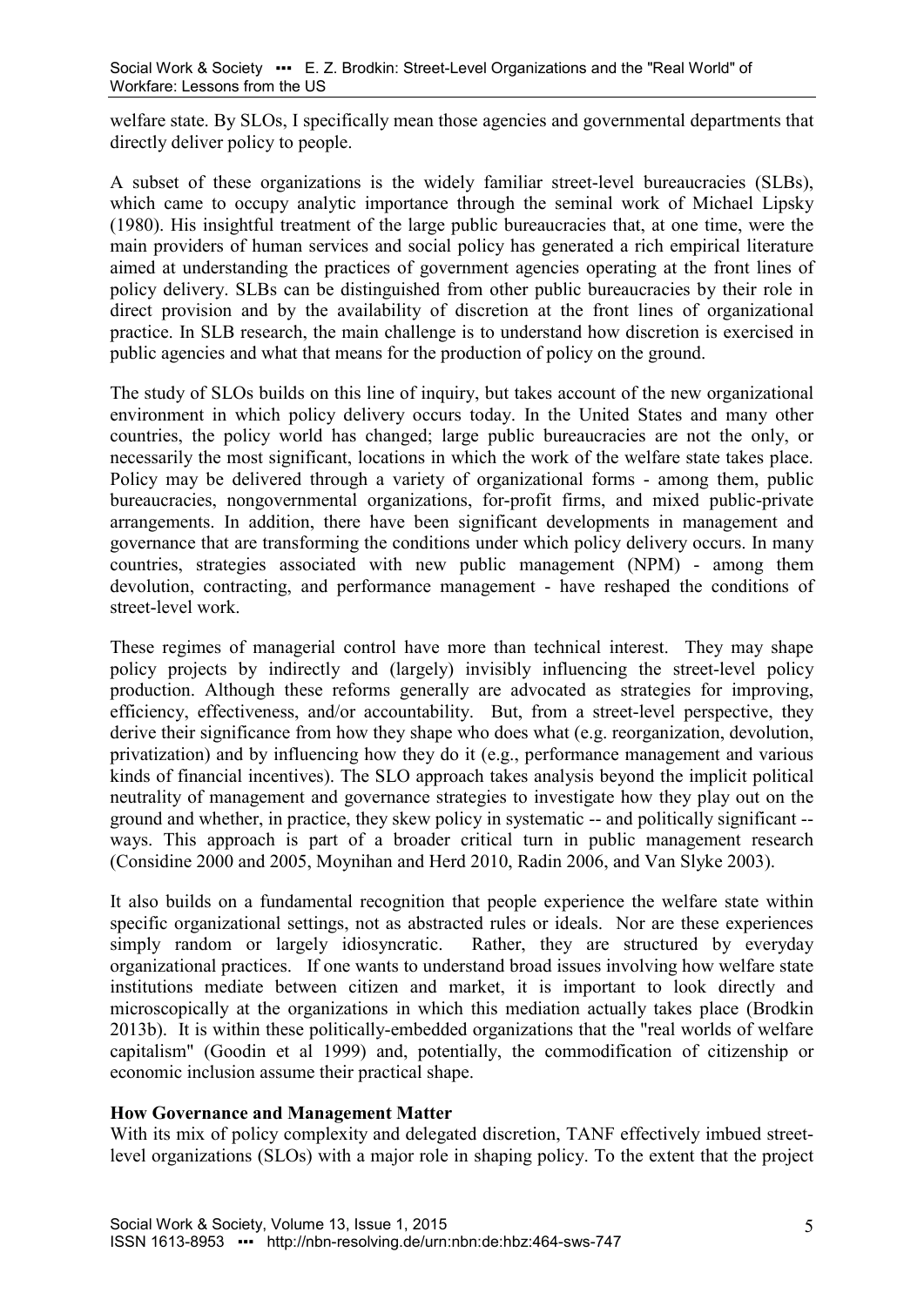welfare state. By SLOs, I specifically mean those agencies and governmental departments that directly deliver policy to people.

A subset of these organizations is the widely familiar street-level bureaucracies (SLBs), which came to occupy analytic importance through the seminal work of Michael Lipsky (1980). His insightful treatment of the large public bureaucracies that, at one time, were the main providers of human services and social policy has generated a rich empirical literature aimed at understanding the practices of government agencies operating at the front lines of policy delivery. SLBs can be distinguished from other public bureaucracies by their role in direct provision and by the availability of discretion at the front lines of organizational practice. In SLB research, the main challenge is to understand how discretion is exercised in public agencies and what that means for the production of policy on the ground.

The study of SLOs builds on this line of inquiry, but takes account of the new organizational environment in which policy delivery occurs today. In the United States and many other countries, the policy world has changed; large public bureaucracies are not the only, or necessarily the most significant, locations in which the work of the welfare state takes place. Policy may be delivered through a variety of organizational forms - among them, public bureaucracies, nongovernmental organizations, for-profit firms, and mixed public-private arrangements. In addition, there have been significant developments in management and governance that are transforming the conditions under which policy delivery occurs. In many countries, strategies associated with new public management (NPM) - among them devolution, contracting, and performance management - have reshaped the conditions of street-level work.

These regimes of managerial control have more than technical interest. They may shape policy projects by indirectly and (largely) invisibly influencing the street-level policy production. Although these reforms generally are advocated as strategies for improving, efficiency, effectiveness, and/or accountability. But, from a street-level perspective, they derive their significance from how they shape who does what (e.g. reorganization, devolution, privatization) and by influencing how they do it (e.g., performance management and various kinds of financial incentives). The SLO approach takes analysis beyond the implicit political neutrality of management and governance strategies to investigate how they play out on the ground and whether, in practice, they skew policy in systematic -- and politically significant -- ways. This approach is part of a broader critical turn in public management research (Considine 2000 and 2005, Moynihan and Herd 2010, Radin 2006, and Van Slyke 2003).

It also builds on a fundamental recognition that people experience the welfare state within specific organizational settings, not as abstracted rules or ideals. Nor are these experiences simply random or largely idiosyncratic. Rather, they are structured by everyday organizational practices. If one wants to understand broad issues involving how welfare state institutions mediate between citizen and market, it is important to look directly and microscopically at the organizations in which this mediation actually takes place (Brodkin 2013b). It is within these politically-embedded organizations that the "real worlds of welfare capitalism" (Goodin et al 1999) and, potentially, the commodification of citizenship or economic inclusion assume their practical shape.

**How Governance and Management Matter**

With its mix of policy complexity and delegated discretion, TANF effectively imbued street-level organizations (SLOs) with a major role in shaping policy. To the extent that the project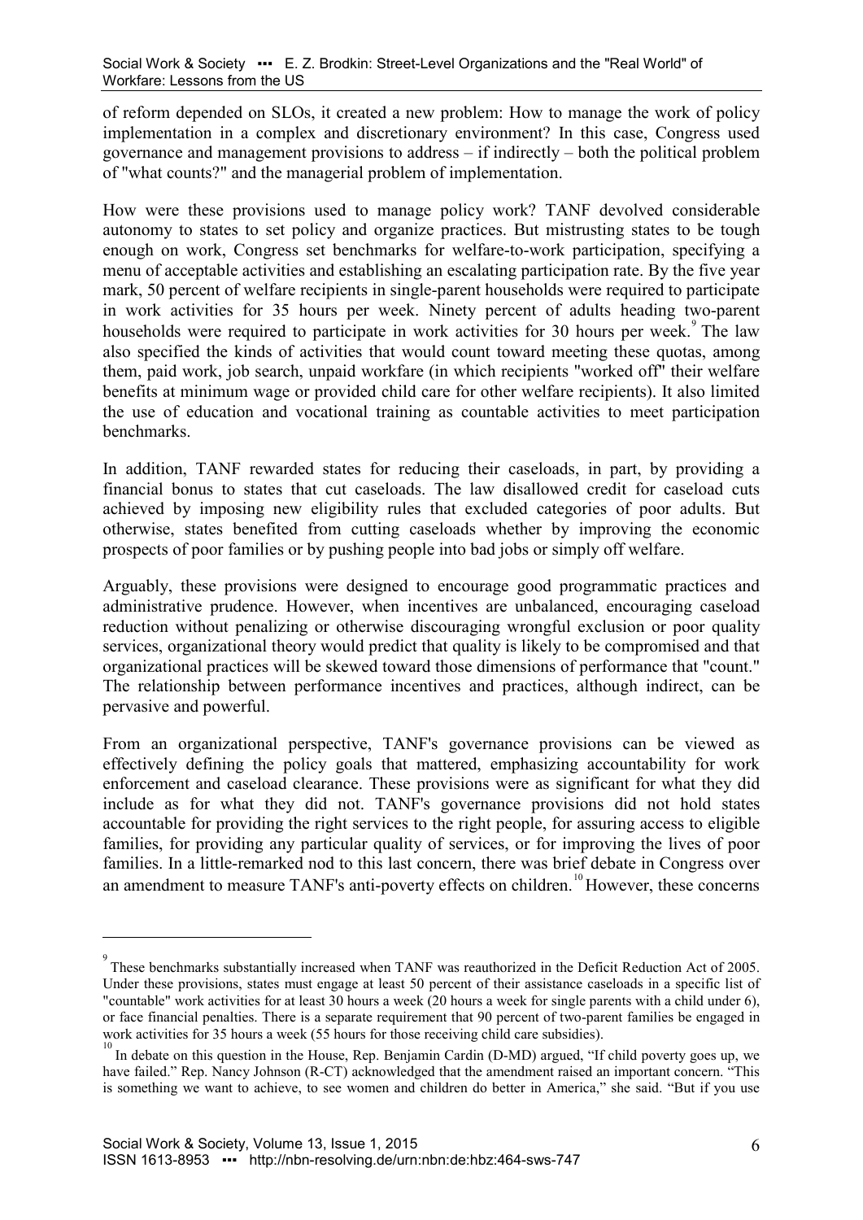of reform depended on SLOs, it created a new problem: How to manage the work of policy implementation in a complex and discretionary environment? In this case, Congress used governance and management provisions to address – if indirectly – both the political problem of "what counts?" and the managerial problem of implementation.

How were these provisions used to manage policy work? TANF devolved considerable autonomy to states to set policy and organize practices. But mistrusting states to be tough enough on work, Congress set benchmarks for welfare-to-work participation, specifying a menu of acceptable activities and establishing an escalating participation rate. By the five year mark, 50 percent of welfare recipients in single-parent households were required to participate in work activities for 35 hours per week. Ninety percent of adults heading two-parent households were required to participate in work activities for 30 hours per week.[9] The law also specified the kinds of activities that would count toward meeting these quotas, among them, paid work, job search, unpaid workfare (in which recipients "worked off" their welfare benefits at minimum wage or provided child care for other welfare recipients). It also limited the use of education and vocational training as countable activities to meet participation benchmarks.

In addition, TANF rewarded states for reducing their caseloads, in part, by providing a financial bonus to states that cut caseloads. The law disallowed credit for caseload cuts achieved by imposing new eligibility rules that excluded categories of poor adults. But otherwise, states benefited from cutting caseloads whether by improving the economic prospects of poor families or by pushing people into bad jobs or simply off welfare.

Arguably, these provisions were designed to encourage good programmatic practices and administrative prudence. However, when incentives are unbalanced, encouraging caseload reduction without penalizing or otherwise discouraging wrongful exclusion or poor quality services, organizational theory would predict that quality is likely to be compromised and that organizational practices will be skewed toward those dimensions of performance that "count." The relationship between performance incentives and practices, although indirect, can be pervasive and powerful.

From an organizational perspective, TANF's governance provisions can be viewed as effectively defining the policy goals that mattered, emphasizing accountability for work enforcement and caseload clearance. These provisions were as significant for what they did include as for what they did not. TANF's governance provisions did not hold states accountable for providing the right services to the right people, for assuring access to eligible families, for providing any particular quality of services, or for improving the lives of poor families. In a little-remarked nod to this last concern, there was brief debate in Congress over an amendment to measure TANF's anti-poverty effects on children.[10] However, these concerns

---

[9] These benchmarks substantially increased when TANF was reauthorized in the Deficit Reduction Act of 2005. Under these provisions, states must engage at least 50 percent of their assistance caseloads in a specific list of "countable" work activities for at least 30 hours a week (20 hours a week for single parents with a child under 6), or face financial penalties. There is a separate requirement that 90 percent of two-parent families be engaged in work activities for 35 hours a week (55 hours for those receiving child care subsidies).

[10] In debate on this question in the House, Rep. Benjamin Cardin (D-MD) argued, "If child poverty goes up, we have failed." Rep. Nancy Johnson (R-CT) acknowledged that the amendment raised an important concern. "This is something we want to achieve, to see women and children do better in America," she said. "But if you use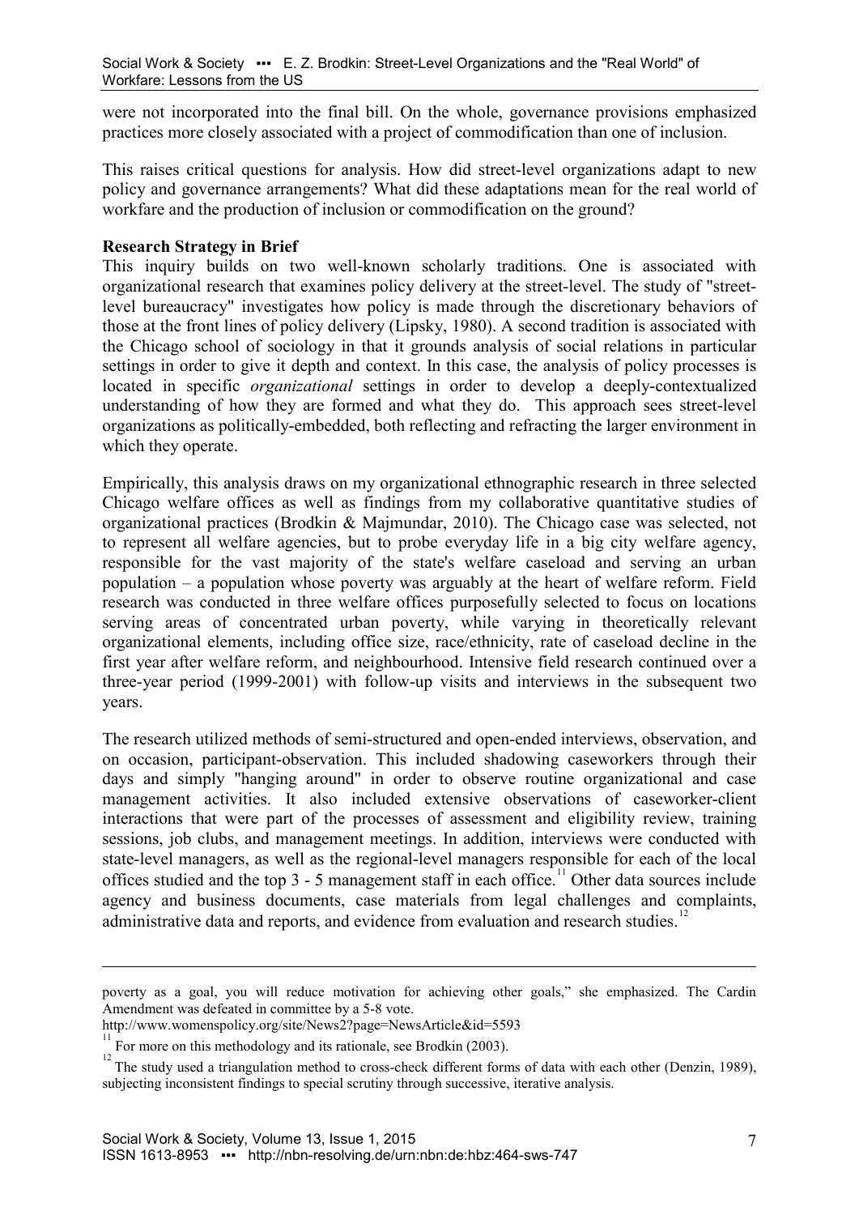were not incorporated into the final bill. On the whole, governance provisions emphasized practices more closely associated with a project of commodification than one of inclusion.

This raises critical questions for analysis. How did street-level organizations adapt to new policy and governance arrangements? What did these adaptations mean for the real world of workfare and the production of inclusion or commodification on the ground?

**Research Strategy in Brief**

This inquiry builds on two well-known scholarly traditions. One is associated with organizational research that examines policy delivery at the street-level. The study of "street-level bureaucracy" investigates how policy is made through the discretionary behaviors of those at the front lines of policy delivery (Lipsky, 1980). A second tradition is associated with the Chicago school of sociology in that it grounds analysis of social relations in particular settings in order to give it depth and context. In this case, the analysis of policy processes is located in specific *organizational* settings in order to develop a deeply-contextualized understanding of how they are formed and what they do. This approach sees street-level organizations as politically-embedded, both reflecting and refracting the larger environment in which they operate.

Empirically, this analysis draws on my organizational ethnographic research in three selected Chicago welfare offices as well as findings from my collaborative quantitative studies of organizational practices (Brodkin & Majmundar, 2010). The Chicago case was selected, not to represent all welfare agencies, but to probe everyday life in a big city welfare agency, responsible for the vast majority of the state's welfare caseload and serving an urban population – a population whose poverty was arguably at the heart of welfare reform. Field research was conducted in three welfare offices purposefully selected to focus on locations serving areas of concentrated urban poverty, while varying in theoretically relevant organizational elements, including office size, race/ethnicity, rate of caseload decline in the first year after welfare reform, and neighbourhood. Intensive field research continued over a three-year period (1999-2001) with follow-up visits and interviews in the subsequent two years.

The research utilized methods of semi-structured and open-ended interviews, observation, and on occasion, participant-observation. This included shadowing caseworkers through their days and simply "hanging around" in order to observe routine organizational and case management activities. It also included extensive observations of caseworker-client interactions that were part of the processes of assessment and eligibility review, training sessions, job clubs, and management meetings. In addition, interviews were conducted with state-level managers, as well as the regional-level managers responsible for each of the local offices studied and the top 3 - 5 management staff in each office.[11] Other data sources include agency and business documents, case materials from legal challenges and complaints, administrative data and reports, and evidence from evaluation and research studies.[12]

---

poverty as a goal, you will reduce motivation for achieving other goals," she emphasized. The Cardin Amendment was defeated in committee by a 5-8 vote.
http://www.womenspolicy.org/site/News2?page=NewsArticle&id=5593

[11] For more on this methodology and its rationale, see Brodkin (2003).

[12] The study used a triangulation method to cross-check different forms of data with each other (Denzin, 1989), subjecting inconsistent findings to special scrutiny through successive, iterative analysis.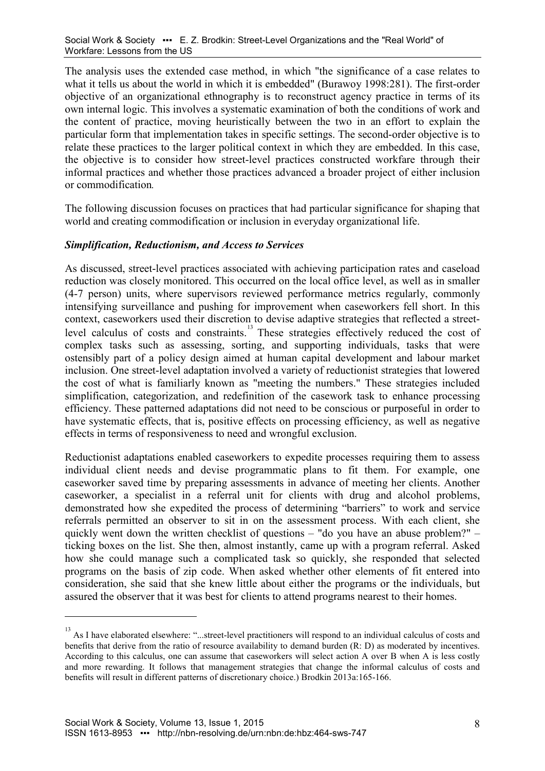The analysis uses the extended case method, in which "the significance of a case relates to what it tells us about the world in which it is embedded" (Burawoy 1998:281). The first-order objective of an organizational ethnography is to reconstruct agency practice in terms of its own internal logic. This involves a systematic examination of both the conditions of work and the content of practice, moving heuristically between the two in an effort to explain the particular form that implementation takes in specific settings. The second-order objective is to relate these practices to the larger political context in which they are embedded. In this case, the objective is to consider how street-level practices constructed workfare through their informal practices and whether those practices advanced a broader project of either inclusion or commodification.

The following discussion focuses on practices that had particular significance for shaping that world and creating commodification or inclusion in everyday organizational life.

### *Simplification, Reductionism, and Access to Services*

As discussed, street-level practices associated with achieving participation rates and caseload reduction was closely monitored. This occurred on the local office level, as well as in smaller (4-7 person) units, where supervisors reviewed performance metrics regularly, commonly intensifying surveillance and pushing for improvement when caseworkers fell short. In this context, caseworkers used their discretion to devise adaptive strategies that reflected a street-level calculus of costs and constraints.[13] These strategies effectively reduced the cost of complex tasks such as assessing, sorting, and supporting individuals, tasks that were ostensibly part of a policy design aimed at human capital development and labour market inclusion. One street-level adaptation involved a variety of reductionist strategies that lowered the cost of what is familiarly known as "meeting the numbers." These strategies included simplification, categorization, and redefinition of the casework task to enhance processing efficiency. These patterned adaptations did not need to be conscious or purposeful in order to have systematic effects, that is, positive effects on processing efficiency, as well as negative effects in terms of responsiveness to need and wrongful exclusion.

Reductionist adaptations enabled caseworkers to expedite processes requiring them to assess individual client needs and devise programmatic plans to fit them. For example, one caseworker saved time by preparing assessments in advance of meeting her clients. Another caseworker, a specialist in a referral unit for clients with drug and alcohol problems, demonstrated how she expedited the process of determining "barriers" to work and service referrals permitted an observer to sit in on the assessment process. With each client, she quickly went down the written checklist of questions – "do you have an abuse problem?" – ticking boxes on the list. She then, almost instantly, came up with a program referral. Asked how she could manage such a complicated task so quickly, she responded that selected programs on the basis of zip code. When asked whether other elements of fit entered into consideration, she said that she knew little about either the programs or the individuals, but assured the observer that it was best for clients to attend programs nearest to their homes.

---

[13] As I have elaborated elsewhere: "...street-level practitioners will respond to an individual calculus of costs and benefits that derive from the ratio of resource availability to demand burden (R: D) as moderated by incentives. According to this calculus, one can assume that caseworkers will select action A over B when A is less costly and more rewarding. It follows that management strategies that change the informal calculus of costs and benefits will result in different patterns of discretionary choice.) Brodkin 2013a:165-166.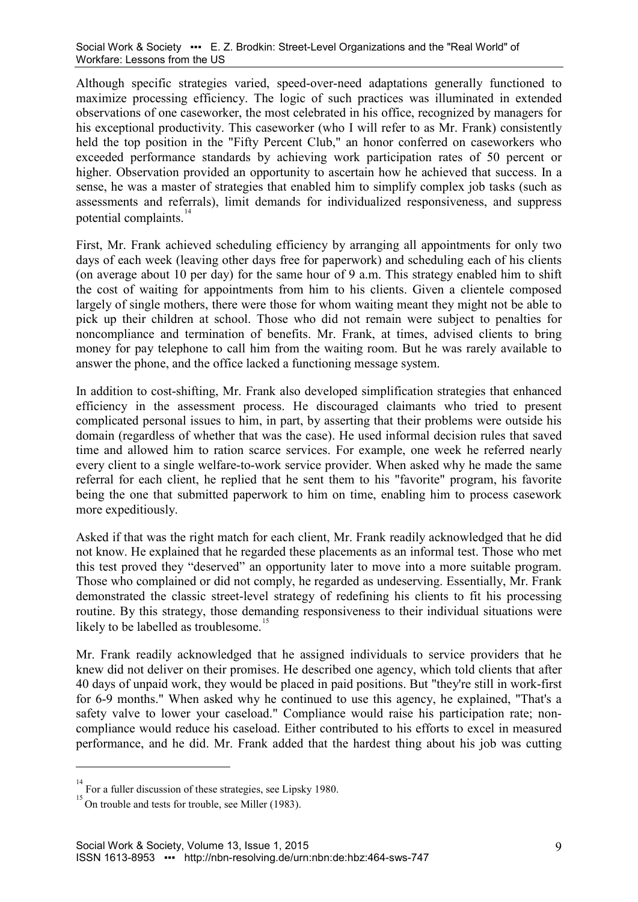Although specific strategies varied, speed-over-need adaptations generally functioned to maximize processing efficiency. The logic of such practices was illuminated in extended observations of one caseworker, the most celebrated in his office, recognized by managers for his exceptional productivity. This caseworker (who I will refer to as Mr. Frank) consistently held the top position in the "Fifty Percent Club," an honor conferred on caseworkers who exceeded performance standards by achieving work participation rates of 50 percent or higher. Observation provided an opportunity to ascertain how he achieved that success. In a sense, he was a master of strategies that enabled him to simplify complex job tasks (such as assessments and referrals), limit demands for individualized responsiveness, and suppress potential complaints.[14]

First, Mr. Frank achieved scheduling efficiency by arranging all appointments for only two days of each week (leaving other days free for paperwork) and scheduling each of his clients (on average about 10 per day) for the same hour of 9 a.m. This strategy enabled him to shift the cost of waiting for appointments from him to his clients. Given a clientele composed largely of single mothers, there were those for whom waiting meant they might not be able to pick up their children at school. Those who did not remain were subject to penalties for noncompliance and termination of benefits. Mr. Frank, at times, advised clients to bring money for pay telephone to call him from the waiting room. But he was rarely available to answer the phone, and the office lacked a functioning message system.

In addition to cost-shifting, Mr. Frank also developed simplification strategies that enhanced efficiency in the assessment process. He discouraged claimants who tried to present complicated personal issues to him, in part, by asserting that their problems were outside his domain (regardless of whether that was the case). He used informal decision rules that saved time and allowed him to ration scarce services. For example, one week he referred nearly every client to a single welfare-to-work service provider. When asked why he made the same referral for each client, he replied that he sent them to his "favorite" program, his favorite being the one that submitted paperwork to him on time, enabling him to process casework more expeditiously.

Asked if that was the right match for each client, Mr. Frank readily acknowledged that he did not know. He explained that he regarded these placements as an informal test. Those who met this test proved they "deserved" an opportunity later to move into a more suitable program. Those who complained or did not comply, he regarded as undeserving. Essentially, Mr. Frank demonstrated the classic street-level strategy of redefining his clients to fit his processing routine. By this strategy, those demanding responsiveness to their individual situations were likely to be labelled as troublesome.[15]

Mr. Frank readily acknowledged that he assigned individuals to service providers that he knew did not deliver on their promises. He described one agency, which told clients that after 40 days of unpaid work, they would be placed in paid positions. But "they're still in work-first for 6-9 months." When asked why he continued to use this agency, he explained, "That's a safety valve to lower your caseload." Compliance would raise his participation rate; non-compliance would reduce his caseload. Either contributed to his efforts to excel in measured performance, and he did. Mr. Frank added that the hardest thing about his job was cutting

---

[14] For a fuller discussion of these strategies, see Lipsky 1980.

[15] On trouble and tests for trouble, see Miller (1983).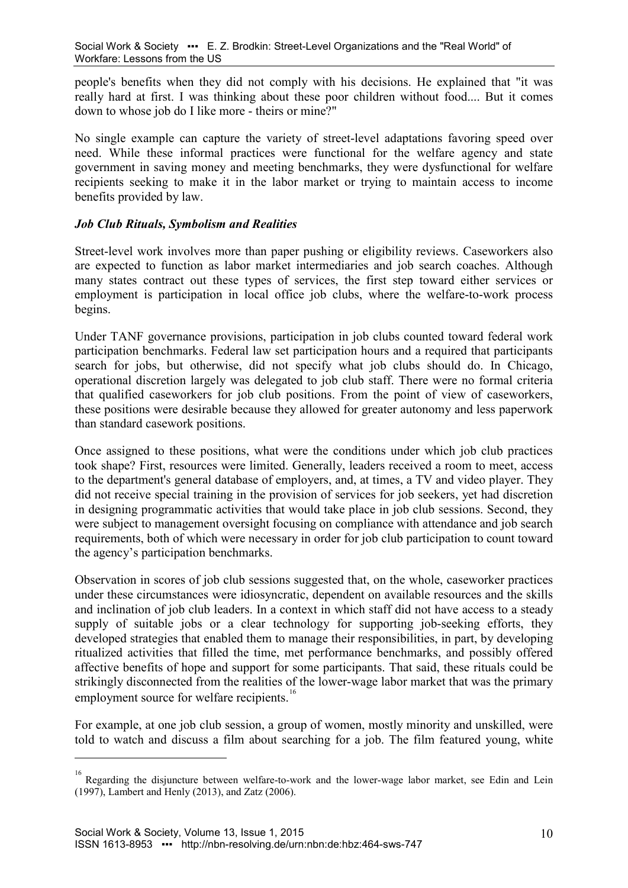people's benefits when they did not comply with his decisions. He explained that "it was really hard at first. I was thinking about these poor children without food.... But it comes down to whose job do I like more - theirs or mine?"

No single example can capture the variety of street-level adaptations favoring speed over need. While these informal practices were functional for the welfare agency and state government in saving money and meeting benchmarks, they were dysfunctional for welfare recipients seeking to make it in the labor market or trying to maintain access to income benefits provided by law.

### *Job Club Rituals, Symbolism and Realities*

Street-level work involves more than paper pushing or eligibility reviews. Caseworkers also are expected to function as labor market intermediaries and job search coaches. Although many states contract out these types of services, the first step toward either services or employment is participation in local office job clubs, where the welfare-to-work process begins.

Under TANF governance provisions, participation in job clubs counted toward federal work participation benchmarks. Federal law set participation hours and a required that participants search for jobs, but otherwise, did not specify what job clubs should do. In Chicago, operational discretion largely was delegated to job club staff. There were no formal criteria that qualified caseworkers for job club positions. From the point of view of caseworkers, these positions were desirable because they allowed for greater autonomy and less paperwork than standard casework positions.

Once assigned to these positions, what were the conditions under which job club practices took shape? First, resources were limited. Generally, leaders received a room to meet, access to the department's general database of employers, and, at times, a TV and video player. They did not receive special training in the provision of services for job seekers, yet had discretion in designing programmatic activities that would take place in job club sessions. Second, they were subject to management oversight focusing on compliance with attendance and job search requirements, both of which were necessary in order for job club participation to count toward the agency's participation benchmarks.

Observation in scores of job club sessions suggested that, on the whole, caseworker practices under these circumstances were idiosyncratic, dependent on available resources and the skills and inclination of job club leaders. In a context in which staff did not have access to a steady supply of suitable jobs or a clear technology for supporting job-seeking efforts, they developed strategies that enabled them to manage their responsibilities, in part, by developing ritualized activities that filled the time, met performance benchmarks, and possibly offered affective benefits of hope and support for some participants. That said, these rituals could be strikingly disconnected from the realities of the lower-wage labor market that was the primary employment source for welfare recipients.[16]

For example, at one job club session, a group of women, mostly minority and unskilled, were told to watch and discuss a film about searching for a job. The film featured young, white

---

[16] Regarding the disjuncture between welfare-to-work and the lower-wage labor market, see Edin and Lein (1997), Lambert and Henly (2013), and Zatz (2006).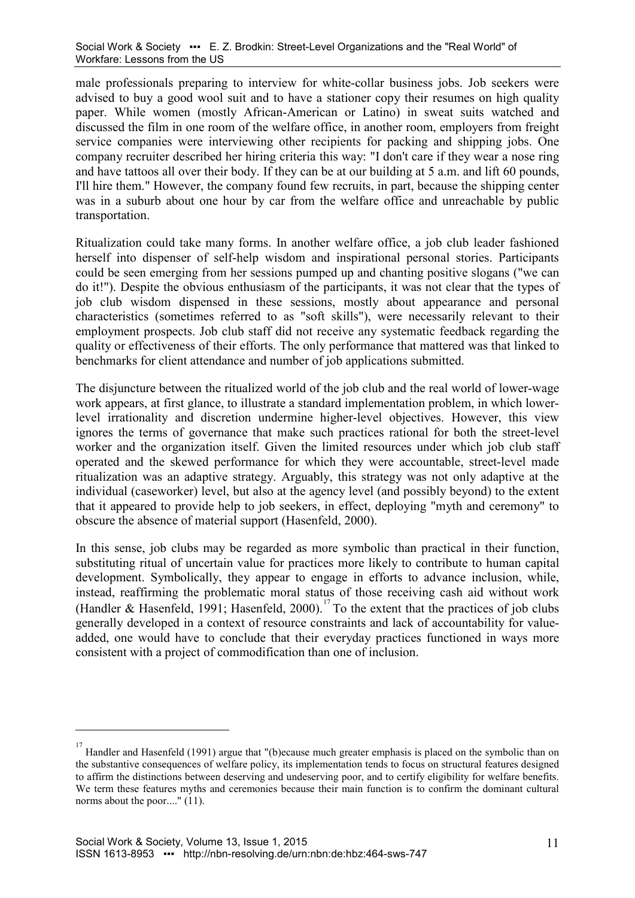male professionals preparing to interview for white-collar business jobs. Job seekers were advised to buy a good wool suit and to have a stationer copy their resumes on high quality paper. While women (mostly African-American or Latino) in sweat suits watched and discussed the film in one room of the welfare office, in another room, employers from freight service companies were interviewing other recipients for packing and shipping jobs. One company recruiter described her hiring criteria this way: "I don't care if they wear a nose ring and have tattoos all over their body. If they can be at our building at 5 a.m. and lift 60 pounds, I'll hire them." However, the company found few recruits, in part, because the shipping center was in a suburb about one hour by car from the welfare office and unreachable by public transportation.

Ritualization could take many forms. In another welfare office, a job club leader fashioned herself into dispenser of self-help wisdom and inspirational personal stories. Participants could be seen emerging from her sessions pumped up and chanting positive slogans ("we can do it!"). Despite the obvious enthusiasm of the participants, it was not clear that the types of job club wisdom dispensed in these sessions, mostly about appearance and personal characteristics (sometimes referred to as "soft skills"), were necessarily relevant to their employment prospects. Job club staff did not receive any systematic feedback regarding the quality or effectiveness of their efforts. The only performance that mattered was that linked to benchmarks for client attendance and number of job applications submitted.

The disjuncture between the ritualized world of the job club and the real world of lower-wage work appears, at first glance, to illustrate a standard implementation problem, in which lower-level irrationality and discretion undermine higher-level objectives. However, this view ignores the terms of governance that make such practices rational for both the street-level worker and the organization itself. Given the limited resources under which job club staff operated and the skewed performance for which they were accountable, street-level made ritualization was an adaptive strategy. Arguably, this strategy was not only adaptive at the individual (caseworker) level, but also at the agency level (and possibly beyond) to the extent that it appeared to provide help to job seekers, in effect, deploying "myth and ceremony" to obscure the absence of material support (Hasenfeld, 2000).

In this sense, job clubs may be regarded as more symbolic than practical in their function, substituting ritual of uncertain value for practices more likely to contribute to human capital development. Symbolically, they appear to engage in efforts to advance inclusion, while, instead, reaffirming the problematic moral status of those receiving cash aid without work (Handler & Hasenfeld, 1991; Hasenfeld, 2000).[17] To the extent that the practices of job clubs generally developed in a context of resource constraints and lack of accountability for value-added, one would have to conclude that their everyday practices functioned in ways more consistent with a project of commodification than one of inclusion.

---

[17] Handler and Hasenfeld (1991) argue that "(b)ecause much greater emphasis is placed on the symbolic than on the substantive consequences of welfare policy, its implementation tends to focus on structural features designed to affirm the distinctions between deserving and undeserving poor, and to certify eligibility for welfare benefits. We term these features myths and ceremonies because their main function is to confirm the dominant cultural norms about the poor...." (11).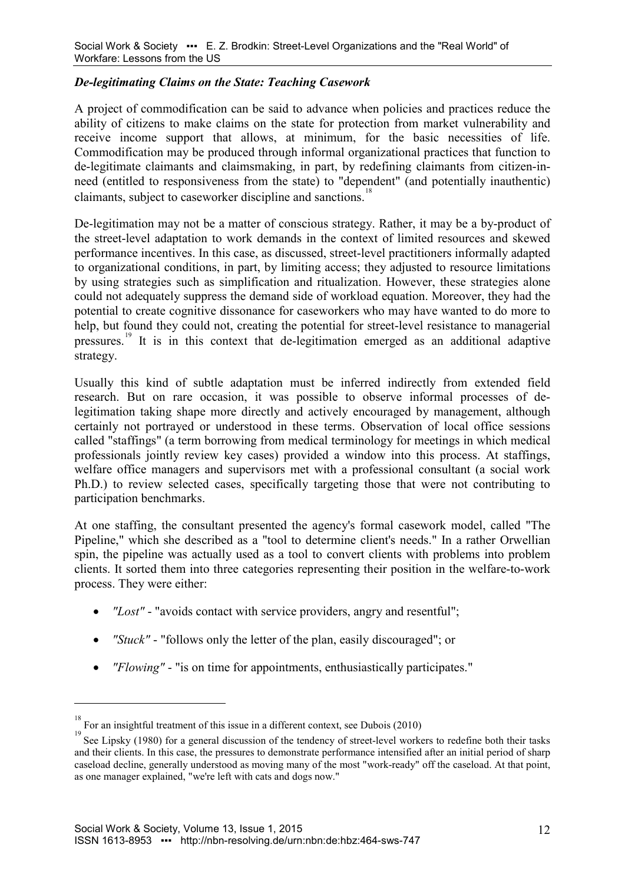### *De-legitimating Claims on the State: Teaching Casework*

A project of commodification can be said to advance when policies and practices reduce the ability of citizens to make claims on the state for protection from market vulnerability and receive income support that allows, at minimum, for the basic necessities of life. Commodification may be produced through informal organizational practices that function to de-legitimate claimants and claimsmaking, in part, by redefining claimants from citizen-in-need (entitled to responsiveness from the state) to "dependent" (and potentially inauthentic) claimants, subject to caseworker discipline and sanctions.[18]

De-legitimation may not be a matter of conscious strategy. Rather, it may be a by-product of the street-level adaptation to work demands in the context of limited resources and skewed performance incentives. In this case, as discussed, street-level practitioners informally adapted to organizational conditions, in part, by limiting access; they adjusted to resource limitations by using strategies such as simplification and ritualization. However, these strategies alone could not adequately suppress the demand side of workload equation. Moreover, they had the potential to create cognitive dissonance for caseworkers who may have wanted to do more to help, but found they could not, creating the potential for street-level resistance to managerial pressures.[19] It is in this context that de-legitimation emerged as an additional adaptive strategy.

Usually this kind of subtle adaptation must be inferred indirectly from extended field research. But on rare occasion, it was possible to observe informal processes of de-legitimation taking shape more directly and actively encouraged by management, although certainly not portrayed or understood in these terms. Observation of local office sessions called "staffings" (a term borrowing from medical terminology for meetings in which medical professionals jointly review key cases) provided a window into this process. At staffings, welfare office managers and supervisors met with a professional consultant (a social work Ph.D.) to review selected cases, specifically targeting those that were not contributing to participation benchmarks.

At one staffing, the consultant presented the agency's formal casework model, called "The Pipeline," which she described as a "tool to determine client's needs." In a rather Orwellian spin, the pipeline was actually used as a tool to convert clients with problems into problem clients. It sorted them into three categories representing their position in the welfare-to-work process. They were either:

- *"Lost"* - "avoids contact with service providers, angry and resentful";
- *"Stuck"* - "follows only the letter of the plan, easily discouraged"; or
- *"Flowing"* - "is on time for appointments, enthusiastically participates."

---

[18] For an insightful treatment of this issue in a different context, see Dubois (2010)

[19] See Lipsky (1980) for a general discussion of the tendency of street-level workers to redefine both their tasks and their clients. In this case, the pressures to demonstrate performance intensified after an initial period of sharp caseload decline, generally understood as moving many of the most "work-ready" off the caseload. At that point, as one manager explained, "we're left with cats and dogs now."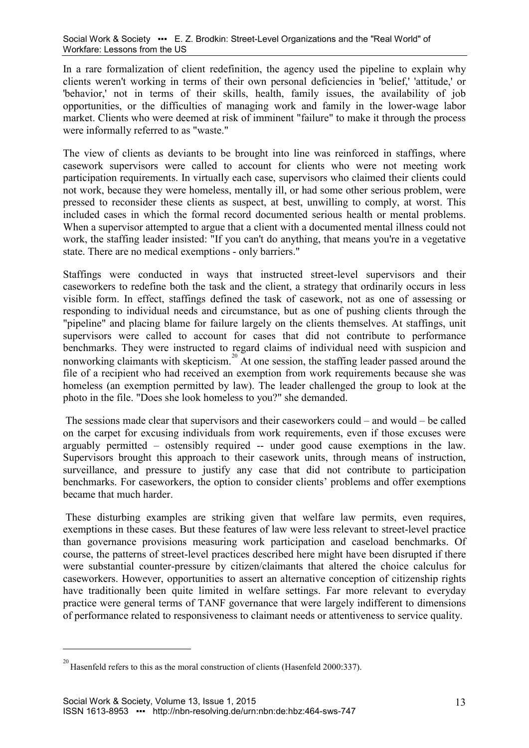In a rare formalization of client redefinition, the agency used the pipeline to explain why clients weren't working in terms of their own personal deficiencies in 'belief,' 'attitude,' or 'behavior,' not in terms of their skills, health, family issues, the availability of job opportunities, or the difficulties of managing work and family in the lower-wage labor market. Clients who were deemed at risk of imminent "failure" to make it through the process were informally referred to as "waste."

The view of clients as deviants to be brought into line was reinforced in staffings, where casework supervisors were called to account for clients who were not meeting work participation requirements. In virtually each case, supervisors who claimed their clients could not work, because they were homeless, mentally ill, or had some other serious problem, were pressed to reconsider these clients as suspect, at best, unwilling to comply, at worst. This included cases in which the formal record documented serious health or mental problems. When a supervisor attempted to argue that a client with a documented mental illness could not work, the staffing leader insisted: "If you can't do anything, that means you're in a vegetative state. There are no medical exemptions - only barriers."

Staffings were conducted in ways that instructed street-level supervisors and their caseworkers to redefine both the task and the client, a strategy that ordinarily occurs in less visible form. In effect, staffings defined the task of casework, not as one of assessing or responding to individual needs and circumstance, but as one of pushing clients through the "pipeline" and placing blame for failure largely on the clients themselves. At staffings, unit supervisors were called to account for cases that did not contribute to performance benchmarks. They were instructed to regard claims of individual need with suspicion and nonworking claimants with skepticism.[20] At one session, the staffing leader passed around the file of a recipient who had received an exemption from work requirements because she was homeless (an exemption permitted by law). The leader challenged the group to look at the photo in the file. "Does she look homeless to you?" she demanded.

The sessions made clear that supervisors and their caseworkers could – and would – be called on the carpet for excusing individuals from work requirements, even if those excuses were arguably permitted – ostensibly required -- under good cause exemptions in the law. Supervisors brought this approach to their casework units, through means of instruction, surveillance, and pressure to justify any case that did not contribute to participation benchmarks. For caseworkers, the option to consider clients' problems and offer exemptions became that much harder.

These disturbing examples are striking given that welfare law permits, even requires, exemptions in these cases. But these features of law were less relevant to street-level practice than governance provisions measuring work participation and caseload benchmarks. Of course, the patterns of street-level practices described here might have been disrupted if there were substantial counter-pressure by citizen/claimants that altered the choice calculus for caseworkers. However, opportunities to assert an alternative conception of citizenship rights have traditionally been quite limited in welfare settings. Far more relevant to everyday practice were general terms of TANF governance that were largely indifferent to dimensions of performance related to responsiveness to claimant needs or attentiveness to service quality.

---

[20] Hasenfeld refers to this as the moral construction of clients (Hasenfeld 2000:337).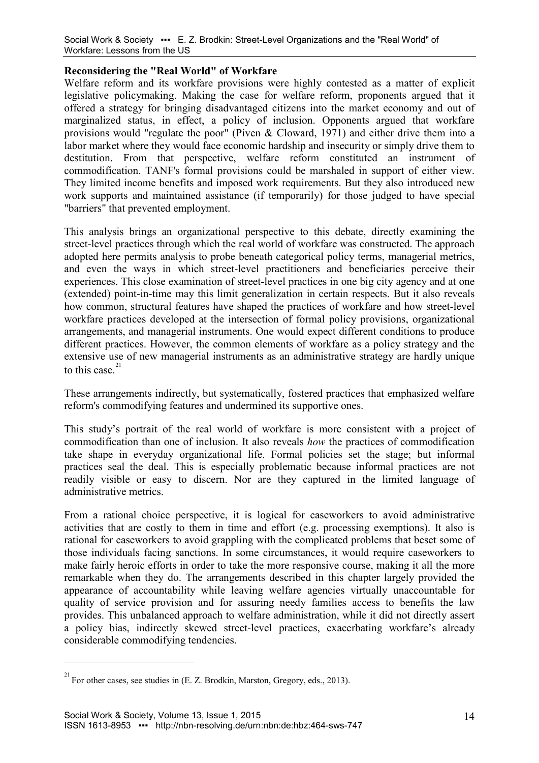**Reconsidering the "Real World" of Workfare**

Welfare reform and its workfare provisions were highly contested as a matter of explicit legislative policymaking. Making the case for welfare reform, proponents argued that it offered a strategy for bringing disadvantaged citizens into the market economy and out of marginalized status, in effect, a policy of inclusion. Opponents argued that workfare provisions would "regulate the poor" (Piven & Cloward, 1971) and either drive them into a labor market where they would face economic hardship and insecurity or simply drive them to destitution. From that perspective, welfare reform constituted an instrument of commodification. TANF's formal provisions could be marshaled in support of either view. They limited income benefits and imposed work requirements. But they also introduced new work supports and maintained assistance (if temporarily) for those judged to have special "barriers" that prevented employment.

This analysis brings an organizational perspective to this debate, directly examining the street-level practices through which the real world of workfare was constructed. The approach adopted here permits analysis to probe beneath categorical policy terms, managerial metrics, and even the ways in which street-level practitioners and beneficiaries perceive their experiences. This close examination of street-level practices in one big city agency and at one (extended) point-in-time may this limit generalization in certain respects. But it also reveals how common, structural features have shaped the practices of workfare and how street-level workfare practices developed at the intersection of formal policy provisions, organizational arrangements, and managerial instruments. One would expect different conditions to produce different practices. However, the common elements of workfare as a policy strategy and the extensive use of new managerial instruments as an administrative strategy are hardly unique to this case.[21]

These arrangements indirectly, but systematically, fostered practices that emphasized welfare reform's commodifying features and undermined its supportive ones.

This study's portrait of the real world of workfare is more consistent with a project of commodification than one of inclusion. It also reveals *how* the practices of commodification take shape in everyday organizational life. Formal policies set the stage; but informal practices seal the deal. This is especially problematic because informal practices are not readily visible or easy to discern. Nor are they captured in the limited language of administrative metrics.

From a rational choice perspective, it is logical for caseworkers to avoid administrative activities that are costly to them in time and effort (e.g. processing exemptions). It also is rational for caseworkers to avoid grappling with the complicated problems that beset some of those individuals facing sanctions. In some circumstances, it would require caseworkers to make fairly heroic efforts in order to take the more responsive course, making it all the more remarkable when they do. The arrangements described in this chapter largely provided the appearance of accountability while leaving welfare agencies virtually unaccountable for quality of service provision and for assuring needy families access to benefits the law provides. This unbalanced approach to welfare administration, while it did not directly assert a policy bias, indirectly skewed street-level practices, exacerbating workfare's already considerable commodifying tendencies.

---

[21] For other cases, see studies in (E. Z. Brodkin, Marston, Gregory, eds., 2013).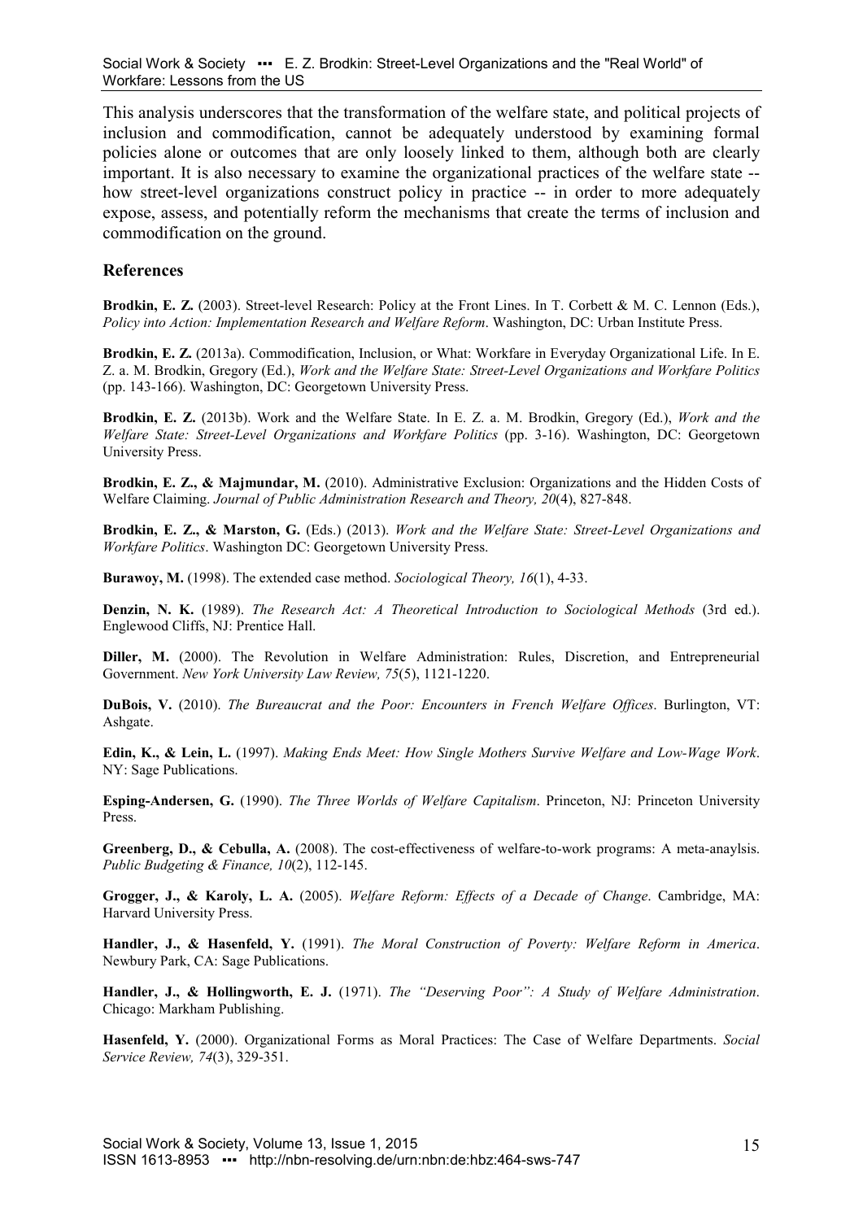This analysis underscores that the transformation of the welfare state, and political projects of inclusion and commodification, cannot be adequately understood by examining formal policies alone or outcomes that are only loosely linked to them, although both are clearly important. It is also necessary to examine the organizational practices of the welfare state -- how street-level organizations construct policy in practice -- in order to more adequately expose, assess, and potentially reform the mechanisms that create the terms of inclusion and commodification on the ground.

## References

**Brodkin, E. Z.** (2003). Street-level Research: Policy at the Front Lines. In T. Corbett & M. C. Lennon (Eds.), *Policy into Action: Implementation Research and Welfare Reform*. Washington, DC: Urban Institute Press.

**Brodkin, E. Z.** (2013a). Commodification, Inclusion, or What: Workfare in Everyday Organizational Life. In E. Z. a. M. Brodkin, Gregory (Ed.), *Work and the Welfare State: Street-Level Organizations and Workfare Politics* (pp. 143-166). Washington, DC: Georgetown University Press.

**Brodkin, E. Z.** (2013b). Work and the Welfare State. In E. Z. a. M. Brodkin, Gregory (Ed.), *Work and the Welfare State: Street-Level Organizations and Workfare Politics* (pp. 3-16). Washington, DC: Georgetown University Press.

**Brodkin, E. Z., & Majmundar, M.** (2010). Administrative Exclusion: Organizations and the Hidden Costs of Welfare Claiming. *Journal of Public Administration Research and Theory, 20*(4), 827-848.

**Brodkin, E. Z., & Marston, G.** (Eds.) (2013). *Work and the Welfare State: Street-Level Organizations and Workfare Politics*. Washington DC: Georgetown University Press.

**Burawoy, M.** (1998). The extended case method. *Sociological Theory, 16*(1), 4-33.

**Denzin, N. K.** (1989). *The Research Act: A Theoretical Introduction to Sociological Methods* (3rd ed.). Englewood Cliffs, NJ: Prentice Hall.

**Diller, M.** (2000). The Revolution in Welfare Administration: Rules, Discretion, and Entrepreneurial Government. *New York University Law Review, 75*(5), 1121-1220.

**DuBois, V.** (2010). *The Bureaucrat and the Poor: Encounters in French Welfare Offices*. Burlington, VT: Ashgate.

**Edin, K., & Lein, L.** (1997). *Making Ends Meet: How Single Mothers Survive Welfare and Low-Wage Work*. NY: Sage Publications.

**Esping-Andersen, G.** (1990). *The Three Worlds of Welfare Capitalism*. Princeton, NJ: Princeton University Press.

**Greenberg, D., & Cebulla, A.** (2008). The cost-effectiveness of welfare-to-work programs: A meta-anaylsis. *Public Budgeting & Finance, 10*(2), 112-145.

**Grogger, J., & Karoly, L. A.** (2005). *Welfare Reform: Effects of a Decade of Change*. Cambridge, MA: Harvard University Press.

**Handler, J., & Hasenfeld, Y.** (1991). *The Moral Construction of Poverty: Welfare Reform in America*. Newbury Park, CA: Sage Publications.

**Handler, J., & Hollingworth, E. J.** (1971). *The "Deserving Poor": A Study of Welfare Administration*. Chicago: Markham Publishing.

**Hasenfeld, Y.** (2000). Organizational Forms as Moral Practices: The Case of Welfare Departments. *Social Service Review, 74*(3), 329-351.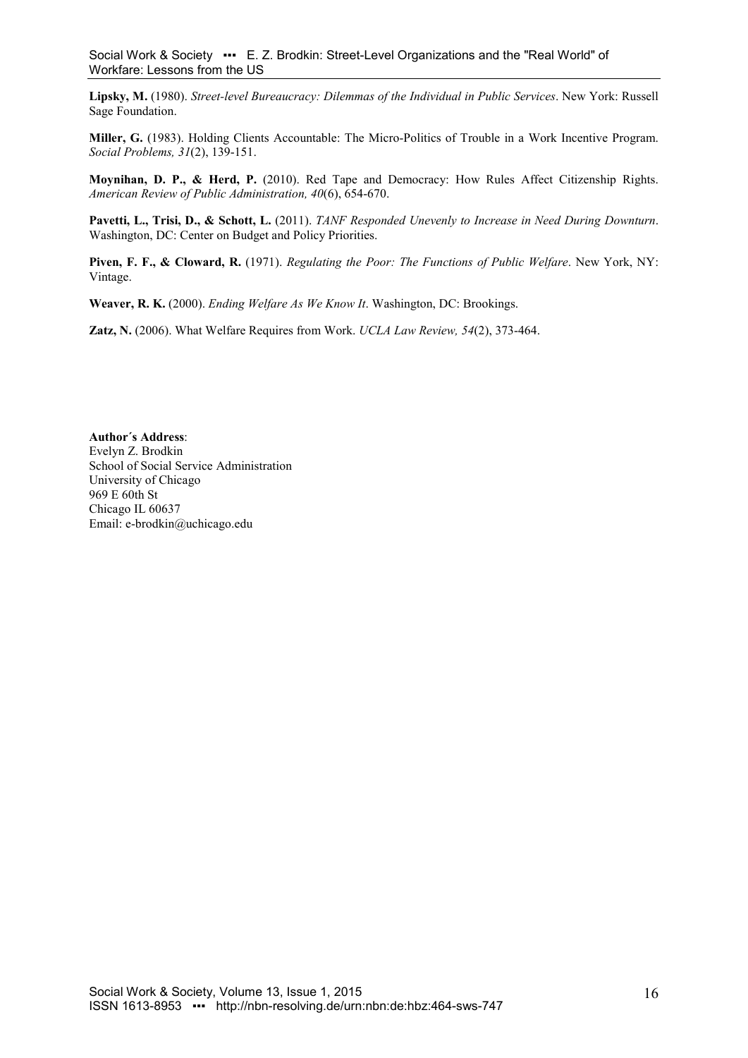**Lipsky, M.** (1980). *Street-level Bureaucracy: Dilemmas of the Individual in Public Services*. New York: Russell Sage Foundation.

**Miller, G.** (1983). Holding Clients Accountable: The Micro-Politics of Trouble in a Work Incentive Program. *Social Problems, 31*(2), 139-151.

**Moynihan, D. P., & Herd, P.** (2010). Red Tape and Democracy: How Rules Affect Citizenship Rights. *American Review of Public Administration, 40*(6), 654-670.

**Pavetti, L., Trisi, D., & Schott, L.** (2011). *TANF Responded Unevenly to Increase in Need During Downturn*. Washington, DC: Center on Budget and Policy Priorities.

**Piven, F. F., & Cloward, R.** (1971). *Regulating the Poor: The Functions of Public Welfare*. New York, NY: Vintage.

**Weaver, R. K.** (2000). *Ending Welfare As We Know It*. Washington, DC: Brookings.

**Zatz, N.** (2006). What Welfare Requires from Work. *UCLA Law Review, 54*(2), 373-464.

**Author´s Address**:
Evelyn Z. Brodkin
School of Social Service Administration
University of Chicago
969 E 60th St
Chicago IL 60637
Email: e-brodkin@uchicago.edu